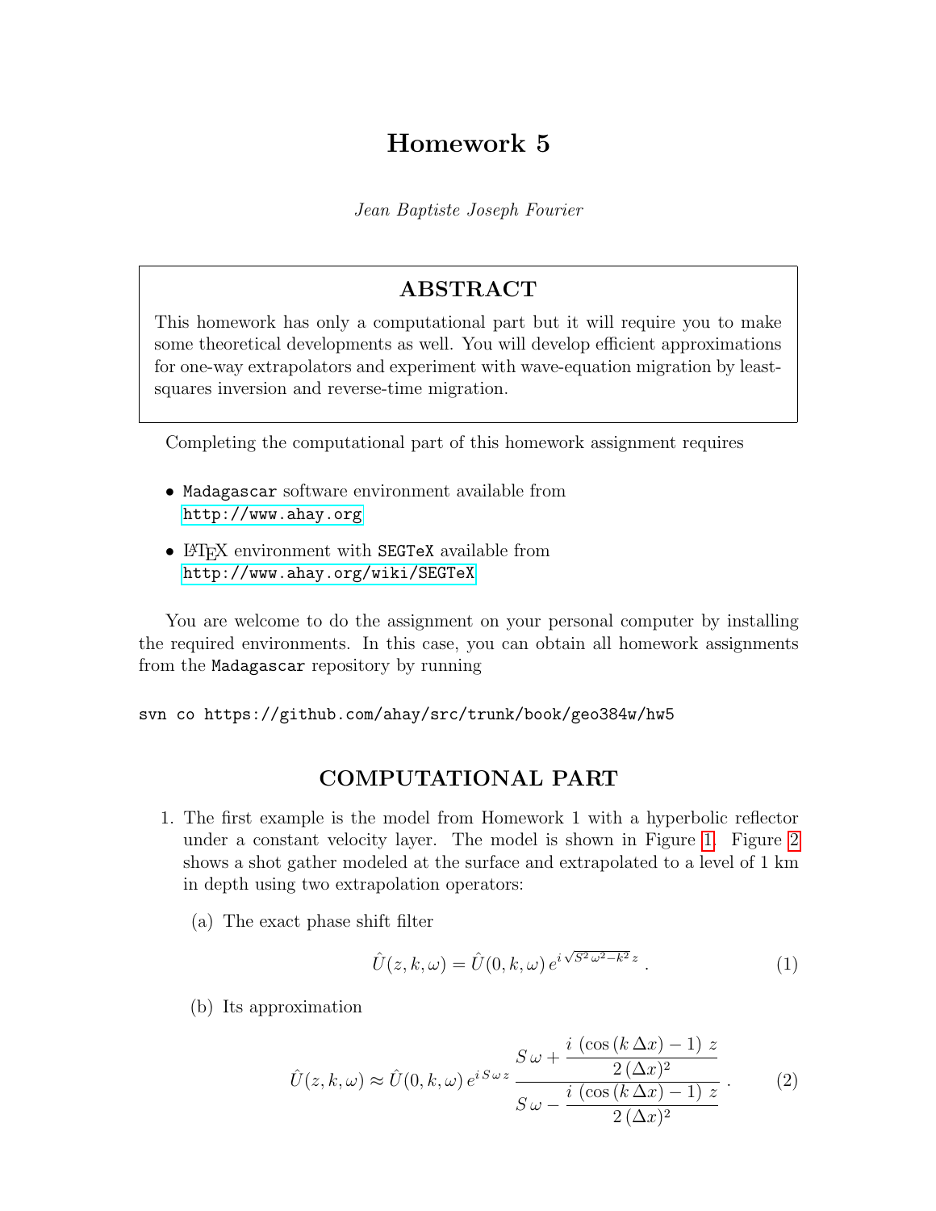# Homework 5

*Jean Baptiste Joseph Fourier*

## ABSTRACT

This homework has only a computational part but it will require you to make some theoretical developments as well. You will develop efficient approximations for one-way extrapolators and experiment with wave-equation migration by least-squares inversion and reverse-time migration.

Completing the computational part of this homework assignment requires

- `Madagascar` software environment available from
  http://www.ahay.org
- LaTeX environment with `SEGTeX` available from
  http://www.ahay.org/wiki/SEGTeX

You are welcome to do the assignment on your personal computer by installing the required environments. In this case, you can obtain all homework assignments from the `Madagascar` repository by running

```
svn co https://github.com/ahay/src/trunk/book/geo384w/hw5
```

## COMPUTATIONAL PART

1. The first example is the model from Homework 1 with a hyperbolic reflector under a constant velocity layer. The model is shown in Figure 1. Figure 2 shows a shot gather modeled at the surface and extrapolated to a level of 1 km in depth using two extrapolation operators:

   (a) The exact phase shift filter

   $$\hat{U}(z,k,\omega) = \hat{U}(0,k,\omega)\, e^{i\,\sqrt{S^2\,\omega^2 - k^2}\,z}\,. \tag{1}$$

   (b) Its approximation

   $$\hat{U}(z,k,\omega) \approx \hat{U}(0,k,\omega)\, e^{i\,S\,\omega\,z}\, \frac{S\,\omega + \dfrac{i\,\left(\cos\left(k\,\Delta x\right)-1\right)\,z}{2\,(\Delta x)^2}}{S\,\omega - \dfrac{i\,\left(\cos\left(k\,\Delta x\right)-1\right)\,z}{2\,(\Delta x)^2}}\,. \tag{2}$$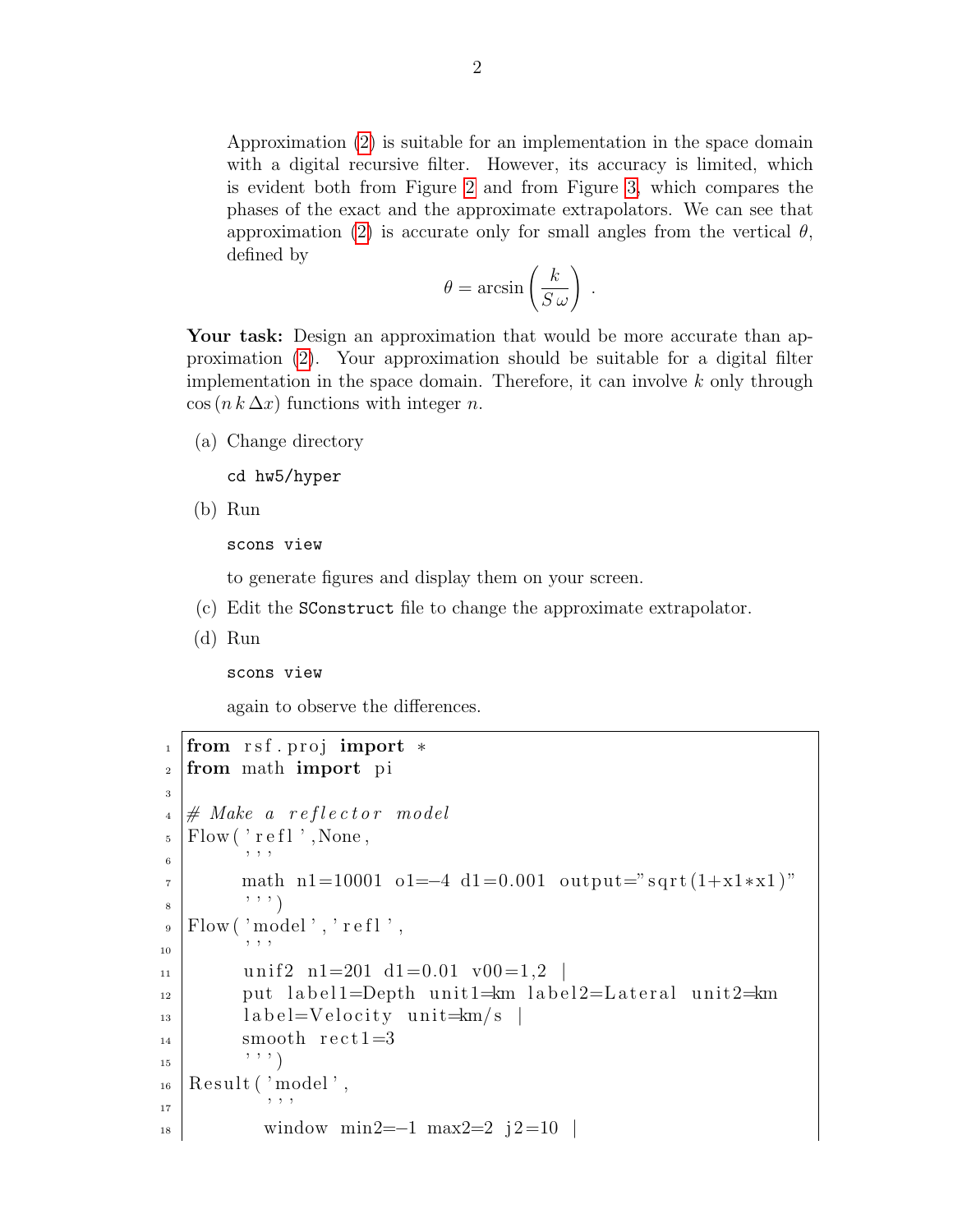Approximation (2) is suitable for an implementation in the space domain with a digital recursive filter. However, its accuracy is limited, which is evident both from Figure 2 and from Figure 3, which compares the phases of the exact and the approximate extrapolators. We can see that approximation (2) is accurate only for small angles from the vertical $\theta$, defined by

$$\theta = \arcsin\left(\frac{k}{S\,\omega}\right) \;.$$

**Your task:** Design an approximation that would be more accurate than approximation (2). Your approximation should be suitable for a digital filter implementation in the space domain. Therefore, it can involve $k$ only through $\cos(n\,k\,\Delta x)$ functions with integer $n$.

(a) Change directory

```
cd hw5/hyper
```

(b) Run

```
scons view
```

to generate figures and display them on your screen.

(c) Edit the `SConstruct` file to change the approximate extrapolator.

(d) Run

```
scons view
```

again to observe the differences.

```
from rsf.proj import *
from math import pi

# Make a reflector model
Flow('refl',None,
     '''
     math n1=10001 o1=-4 d1=0.001 output="sqrt(1+x1*x1)"
     ''')
Flow('model','refl',
     '''
     unif2 n1=201 d1=0.01 v00=1,2 |
     put label1=Depth unit1=km label2=Lateral unit2=km
     label=Velocity unit=km/s |
     smooth rect1=3
     ''')
Result('model',
       '''
       window min2=-1 max2=2 j2=10 |
```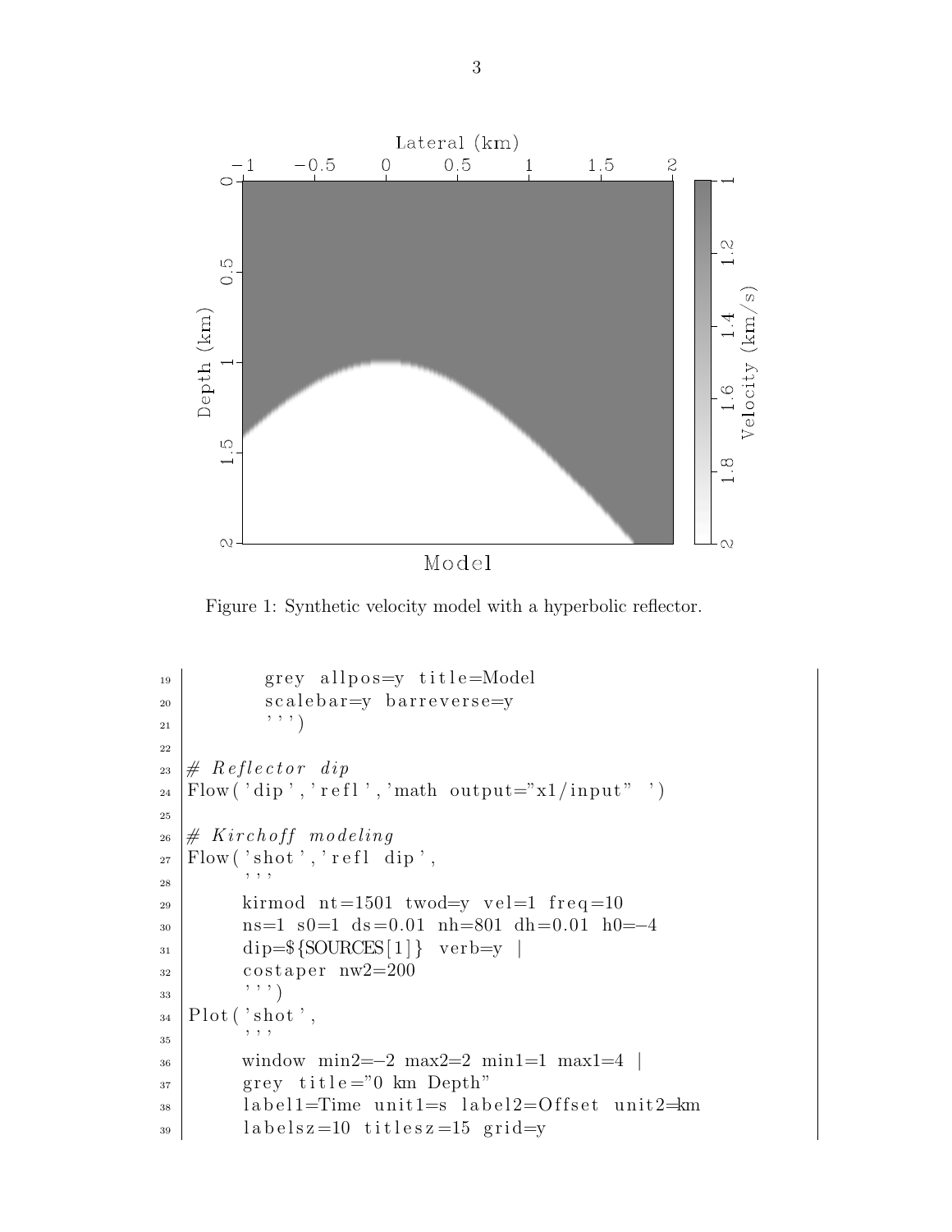Figure 1: Synthetic velocity model with a hyperbolic reflector.

```
        grey allpos=y title=Model
        scalebar=y barreverse=y
        ''')

# Reflector dip
Flow('dip','refl','math output="x1/input" ')

# Kirchoff modeling
Flow('shot','refl dip',
     '''
     kirmod nt=1501 twod=y vel=1 freq=10
     ns=1 s0=1 ds=0.01 nh=801 dh=0.01 h0=-4
     dip=${SOURCES[1]} verb=y |
     costaper nw2=200
     ''')
Plot('shot',
     '''
     window min2=-2 max2=2 min1=1 max1=4 |
     grey title="0 km Depth"
     label1=Time unit1=s label2=Offset unit2=km
     labelsz=10 titlesz=15 grid=y
```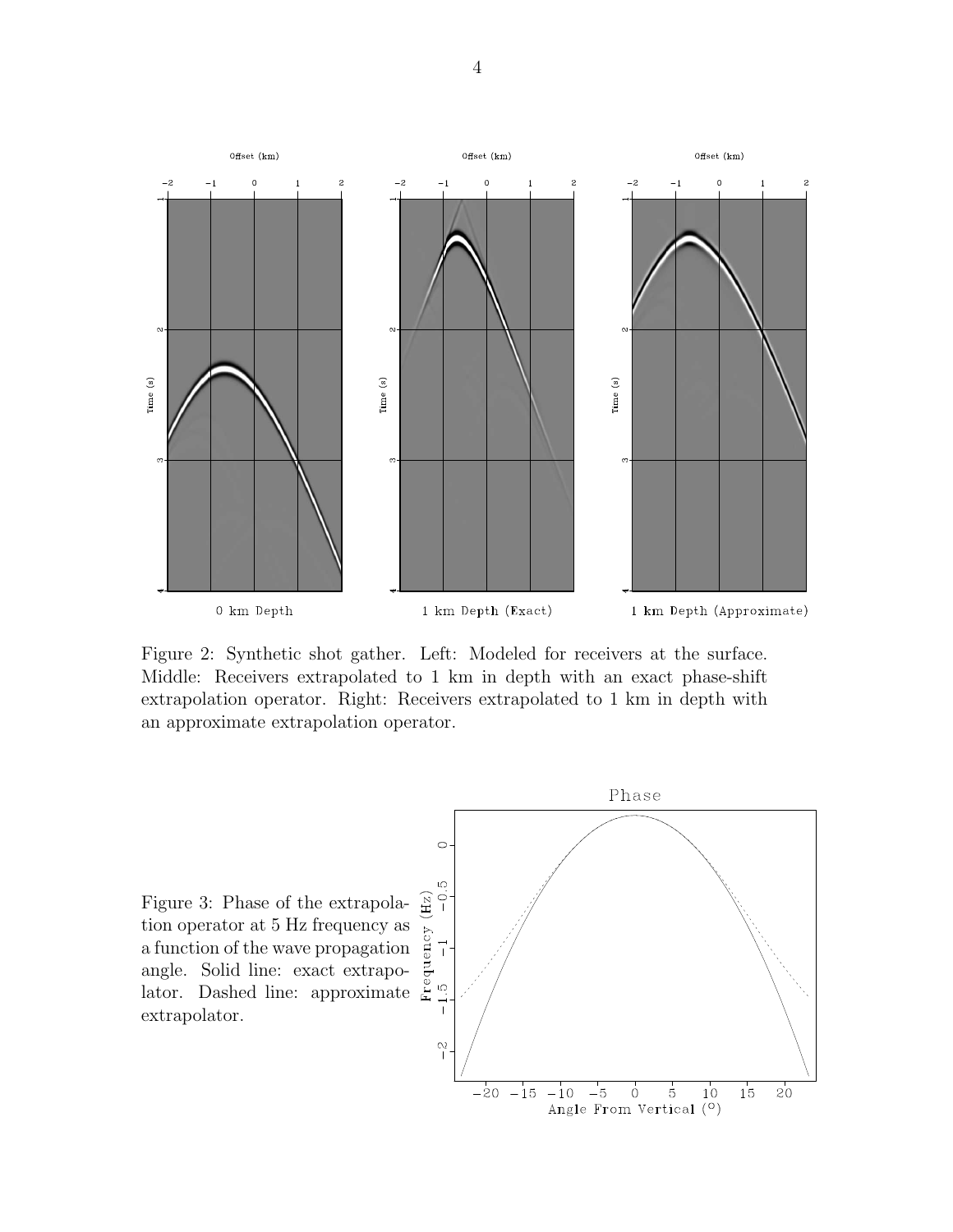Figure 2: Synthetic shot gather. Left: Modeled for receivers at the surface. Middle: Receivers extrapolated to 1 km in depth with an exact phase-shift extrapolation operator. Right: Receivers extrapolated to 1 km in depth with an approximate extrapolation operator.

Figure 3: Phase of the extrapolation operator at 5 Hz frequency as a function of the wave propagation angle. Solid line: exact extrapolator. Dashed line: approximate extrapolator.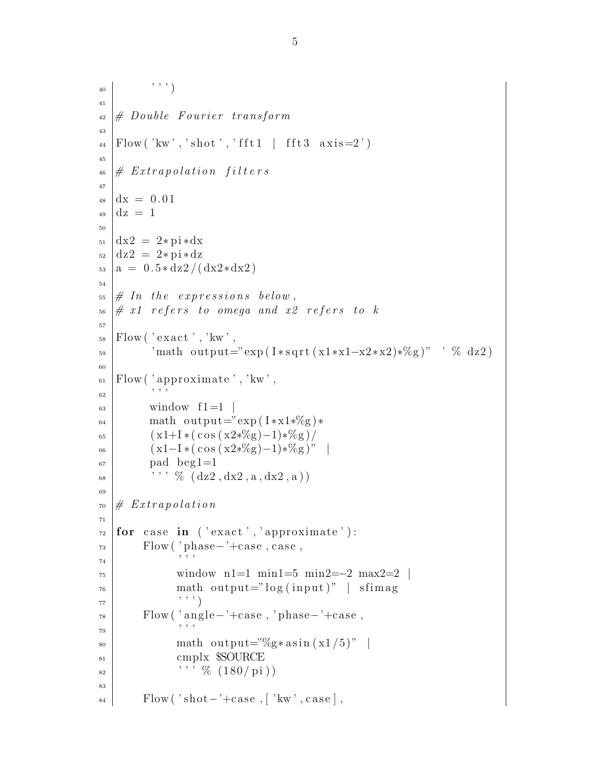```
        ''')

# Double Fourier transform

Flow('kw','shot','fft1 | fft3 axis=2')

# Extrapolation filters

dx = 0.01
dz = 1

dx2 = 2*pi*dx
dz2 = 2*pi*dz
a = 0.5*dz2/(dx2*dx2)

# In the expressions below,
# x1 refers to omega and x2 refers to k

Flow('exact','kw',
     'math output="exp(I*sqrt(x1*x1-x2*x2)*%g)" ' % dz2)

Flow('approximate','kw',
     '''
     window f1=1 |
     math output="exp(I*x1*%g)*
     (x1+I*(cos(x2*%g)-1)*%g)/
     (x1-I*(cos(x2*%g)-1)*%g)" |
     pad beg1=1
     ''' % (dz2,dx2,a,dx2,a))

# Extrapolation

for case in ('exact','approximate'):
    Flow('phase-'+case,case,
         '''
         window n1=1 min1=5 min2=-2 max2=2 |
         math output="log(input)" | sfimag
         ''')
    Flow('angle-'+case,'phase-'+case,
         '''
         math output="%g*asin(x1/5)" |
         cmplx $SOURCE
         ''' % (180/pi))

    Flow('shot-'+case,['kw',case],
```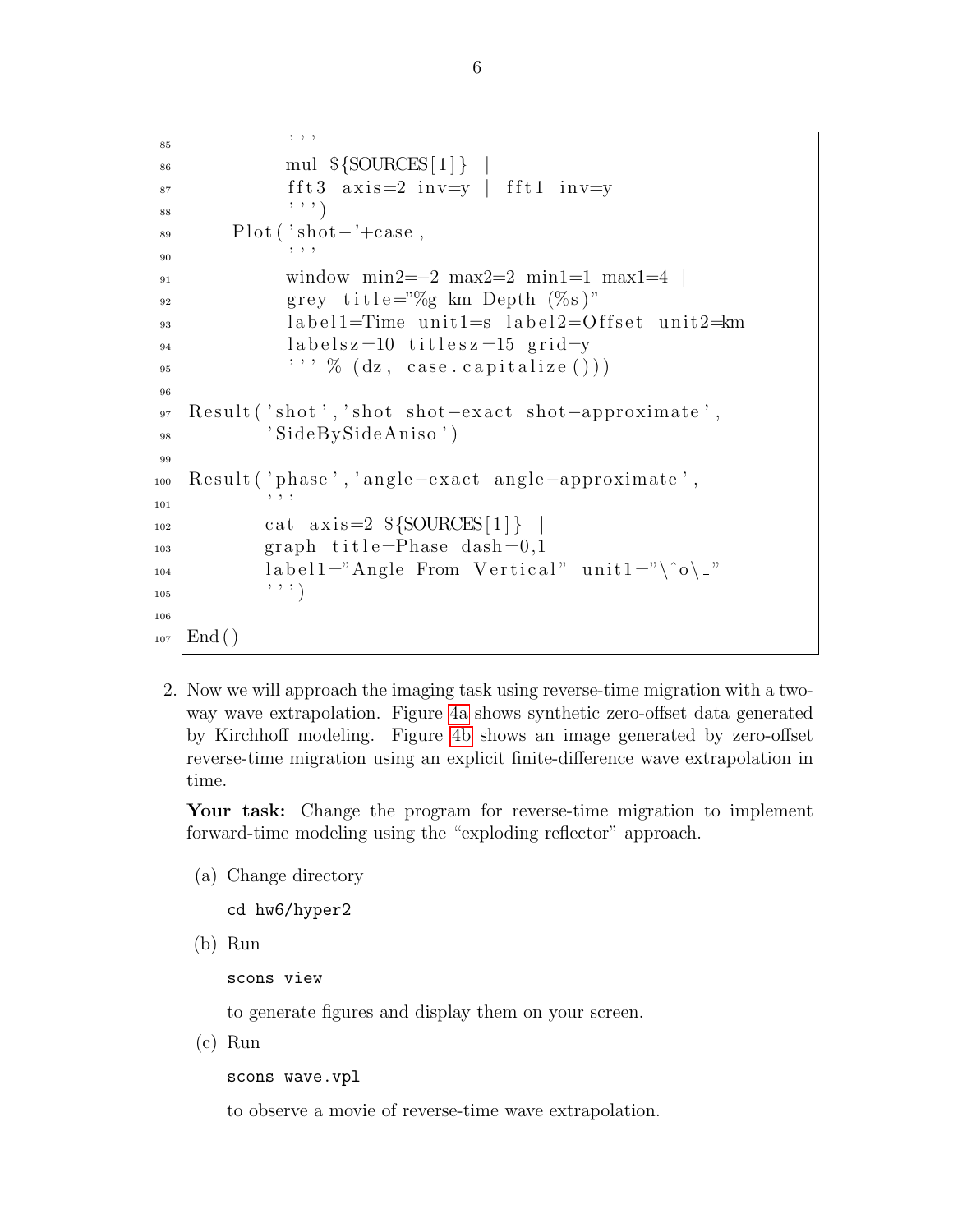```
            '''
            mul ${SOURCES[1]} |
            fft3 axis=2 inv=y | fft1 inv=y
            ''')
    Plot('shot-'+case,
            '''
            window min2=-2 max2=2 min1=1 max1=4 |
            grey title="%g km Depth (%s)"
            label1=Time unit1=s label2=Offset unit2=km
            labelsz=10 titlesz=15 grid=y
            ''' % (dz, case.capitalize()))

Result('shot','shot shot-exact shot-approximate',
       'SideBySideAniso')

Result('phase','angle-exact angle-approximate',
       '''
       cat axis=2 ${SOURCES[1]} |
       graph title=Phase dash=0,1
       label1="Angle From Vertical" unit1="\^o\_"
       ''')

End()
```

2. Now we will approach the imaging task using reverse-time migration with a two-way wave extrapolation. Figure 4a shows synthetic zero-offset data generated by Kirchhoff modeling. Figure 4b shows an image generated by zero-offset reverse-time migration using an explicit finite-difference wave extrapolation in time.

   **Your task:** Change the program for reverse-time migration to implement forward-time modeling using the "exploding reflector" approach.

   (a) Change directory

   ```
   cd hw6/hyper2
   ```

   (b) Run

   ```
   scons view
   ```

   to generate figures and display them on your screen.

   (c) Run

   ```
   scons wave.vpl
   ```

   to observe a movie of reverse-time wave extrapolation.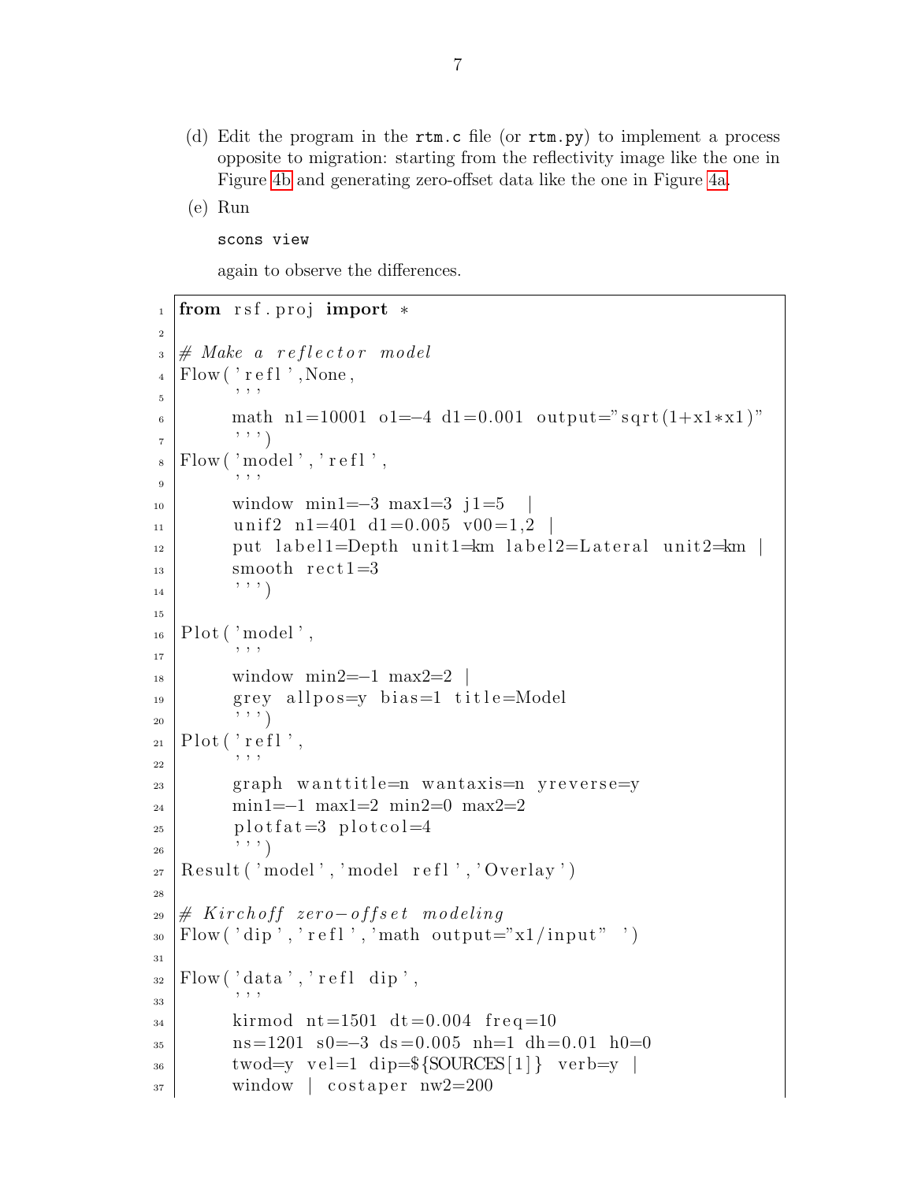(d) Edit the program in the `rtm.c` file (or `rtm.py`) to implement a process opposite to migration: starting from the reflectivity image like the one in Figure 4b and generating zero-offset data like the one in Figure 4a.

(e) Run

```
scons view
```

again to observe the differences.

```python
from rsf.proj import *

# Make a reflector model
Flow('refl',None,
     '''
     math n1=10001 o1=-4 d1=0.001 output="sqrt(1+x1*x1)"
     ''')
Flow('model','refl',
     '''
     window min1=-3 max1=3 j1=5  |
     unif2 n1=401 d1=0.005 v00=1,2  |
     put label1=Depth unit1=km label2=Lateral unit2=km |
     smooth rect1=3
     ''')

Plot('model',
     '''
     window min2=-1 max2=2 |
     grey allpos=y bias=1 title=Model
     ''')
Plot('refl',
     '''
     graph wanttitle=n wantaxis=n yreverse=y
     min1=-1 max1=2 min2=0 max2=2
     plotfat=3 plotcol=4
     ''')
Result('model','model refl','Overlay')

# Kirchoff zero-offset modeling
Flow('dip','refl','math output="x1/input" ')

Flow('data','refl dip',
     '''
     kirmod nt=1501 dt=0.004 freq=10
     ns=1201 s0=-3 ds=0.005 nh=1 dh=0.01 h0=0
     twod=y vel=1 dip=${SOURCES[1]} verb=y |
     window | costaper nw2=200
```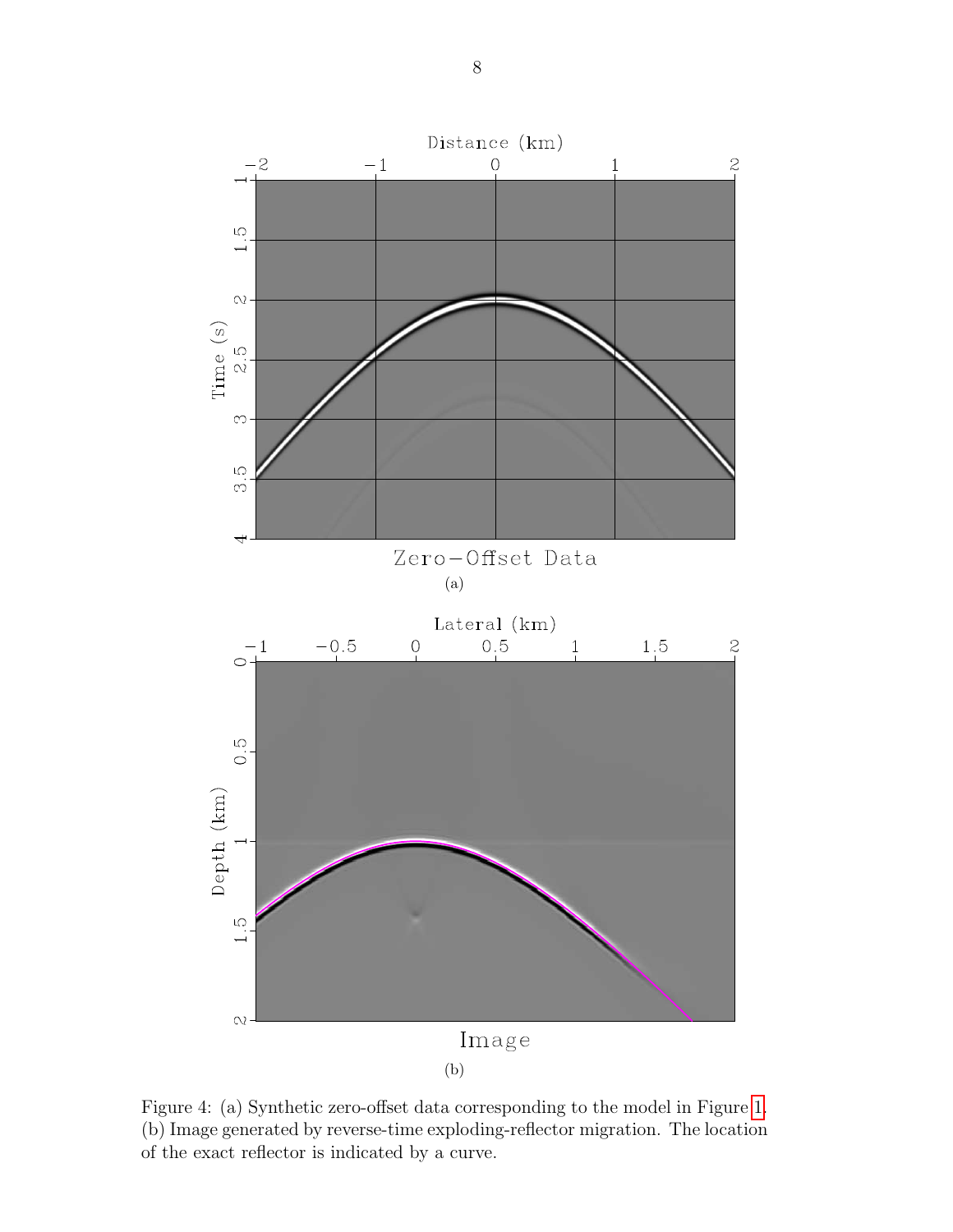Figure 4: (a) Synthetic zero-offset data corresponding to the model in Figure 1. (b) Image generated by reverse-time exploding-reflector migration. The location of the exact reflector is indicated by a curve.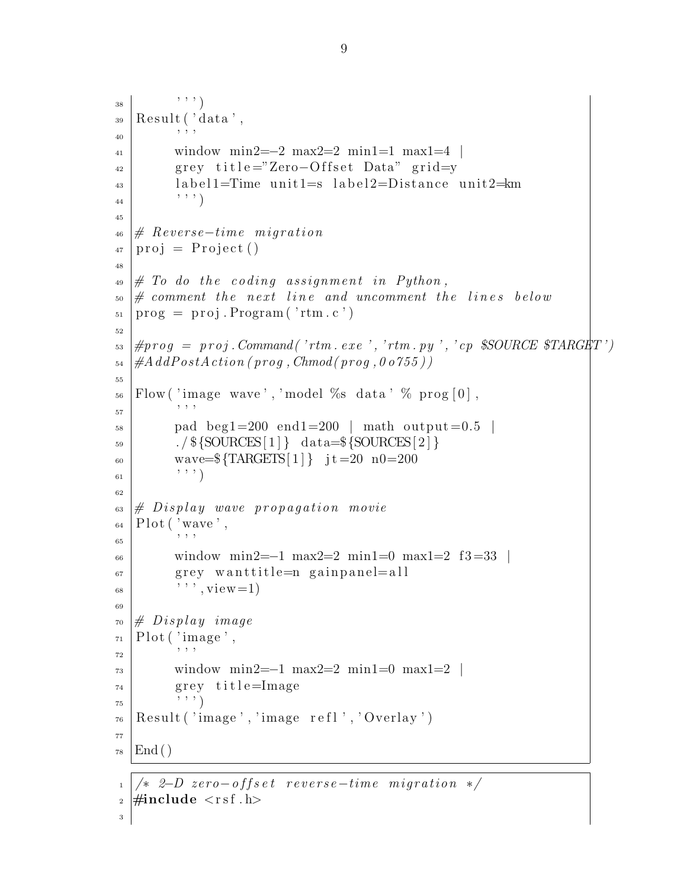```
        ''')
Result('data',
       '''
       window min2=-2 max2=2 min1=1 max1=4 |
       grey title="Zero-Offset Data" grid=y
       label1=Time unit1=s label2=Distance unit2=km
       ''')

# Reverse-time migration
proj = Project()

# To do the coding assignment in Python,
# comment the next line and uncomment the lines below
prog = proj.Program('rtm.c')

#prog = proj.Command('rtm.exe','rtm.py','cp $SOURCE $TARGET')
#AddPostAction(prog,Chmod(prog,0o755))

Flow('image wave','model %s data' % prog[0],
     '''
     pad beg1=200 end1=200 | math output=0.5 |
     ./${SOURCES[1]} data=${SOURCES[2]}
     wave=${TARGETS[1]} jt=20 n0=200
     ''')

# Display wave propagation movie
Plot('wave',
     '''
     window min2=-1 max2=2 min1=0 max1=2 f3=33 |
     grey wanttitle=n gainpanel=all
     ''',view=1)

# Display image
Plot('image',
     '''
     window min2=-1 max2=2 min1=0 max1=2 |
     grey title=Image
     ''')
Result('image','image refl','Overlay')

End()
```

```
/* 2-D zero-offset reverse-time migration */
#include <rsf.h>

```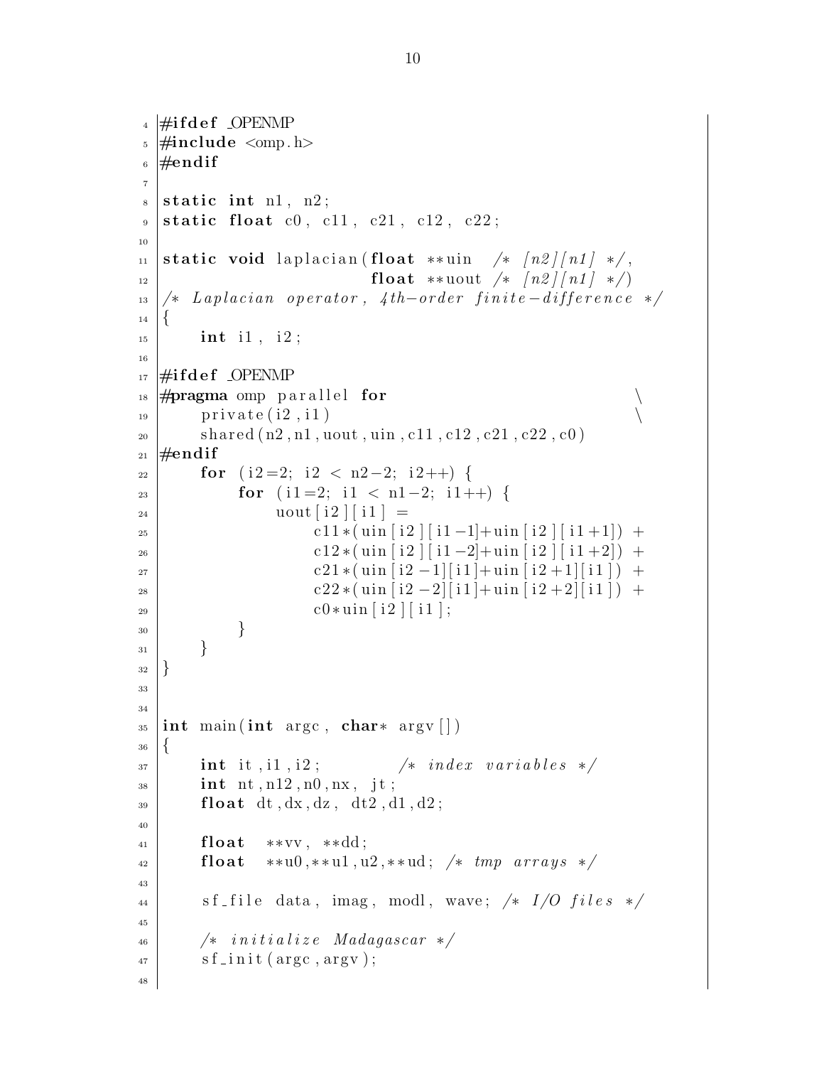```c
#ifdef _OPENMP
#include <omp.h>
#endif

static int n1, n2;
static float c0, c11, c21, c12, c22;

static void laplacian(float **uin  /* [n2][n1] */,
                      float **uout /* [n2][n1] */)
/* Laplacian operator, 4th-order finite-difference */
{
    int i1, i2;

#ifdef _OPENMP
#pragma omp parallel for                        \
    private(i2,i1)                              \
    shared(n2,n1,uout,uin,c11,c12,c21,c22,c0)
#endif
    for (i2=2; i2 < n2-2; i2++) {
        for (i1=2; i1 < n1-2; i1++) {
            uout[i2][i1] =
                c11*(uin[i2][i1-1]+uin[i2][i1+1]) +
                c12*(uin[i2][i1-2]+uin[i2][i1+2]) +
                c21*(uin[i2-1][i1]+uin[i2+1][i1]) +
                c22*(uin[i2-2][i1]+uin[i2+2][i1]) +
                c0*uin[i2][i1];
        }
    }
}


int main(int argc, char* argv[])
{
    int it,i1,i2;        /* index variables */
    int nt,n12,n0,nx, jt;
    float dt,dx,dz, dt2,d1,d2;

    float  **vv, **dd;
    float  **u0,**u1,u2,**ud; /* tmp arrays */

    sf_file data, imag, modl, wave; /* I/O files */

    /* initialize Madagascar */
    sf_init(argc,argv);

```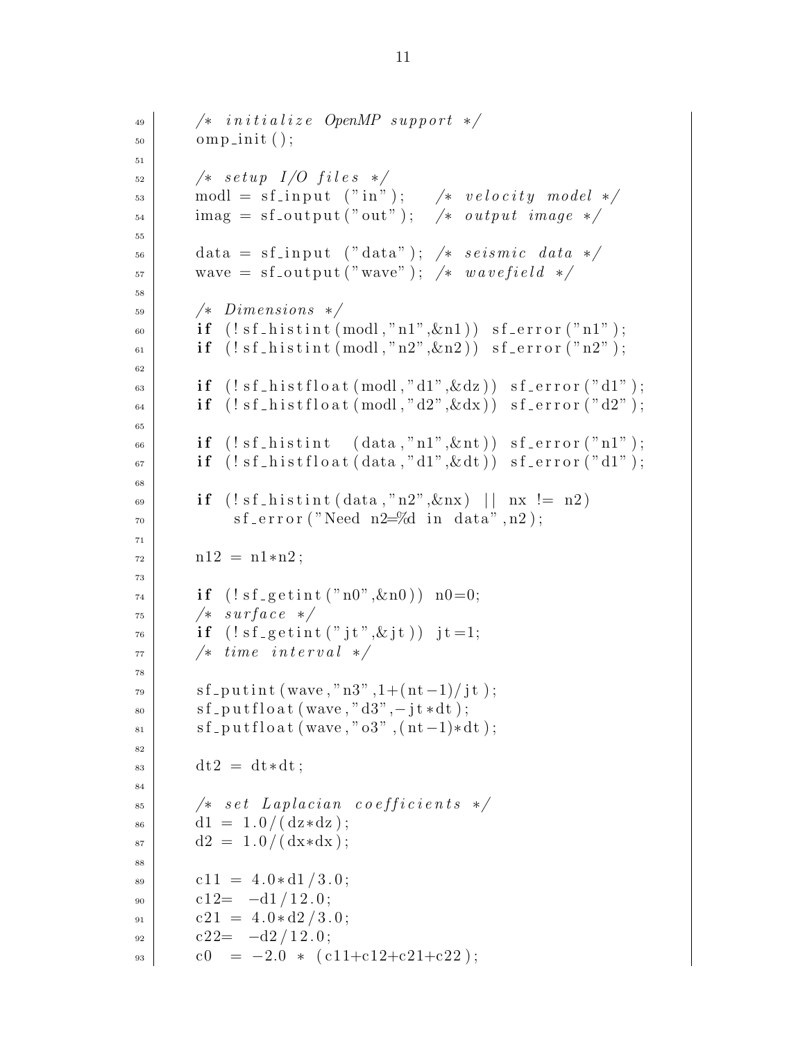```
    /* initialize OpenMP support */
    omp_init();

    /* setup I/O files */
    modl = sf_input ("in");    /* velocity model */
    imag = sf_output("out");   /* output image */

    data = sf_input ("data"); /* seismic data */
    wave = sf_output("wave"); /* wavefield */

    /* Dimensions */
    if (!sf_histint(modl,"n1",&n1)) sf_error("n1");
    if (!sf_histint(modl,"n2",&n2)) sf_error("n2");

    if (!sf_histfloat(modl,"d1",&dz)) sf_error("d1");
    if (!sf_histfloat(modl,"d2",&dx)) sf_error("d2");

    if (!sf_histint   (data,"n1",&nt)) sf_error("n1");
    if (!sf_histfloat(data,"d1",&dt)) sf_error("d1");

    if (!sf_histint(data,"n2",&nx) || nx != n2)
        sf_error("Need n2=%d in data",n2);

    n12 = n1*n2;

    if (!sf_getint("n0",&n0)) n0=0;
    /* surface */
    if (!sf_getint("jt",&jt)) jt=1;
    /* time interval */

    sf_putint(wave,"n3",1+(nt-1)/jt);
    sf_putfloat(wave,"d3",-jt*dt);
    sf_putfloat(wave,"o3",(nt-1)*dt);

    dt2 = dt*dt;

    /* set Laplacian coefficients */
    d1 = 1.0/(dz*dz);
    d2 = 1.0/(dx*dx);

    c11 = 4.0*d1/3.0;
    c12=  -d1/12.0;
    c21 = 4.0*d2/3.0;
    c22=  -d2/12.0;
    c0  = -2.0 * (c11+c12+c21+c22);
```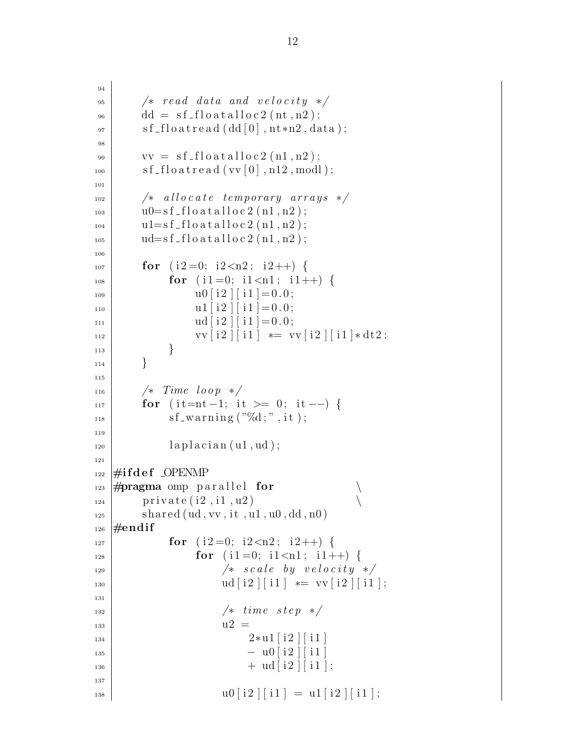```
    /* read data and velocity */
    dd = sf_floatalloc2(nt,n2);
    sf_floatread(dd[0],nt*n2,data);

    vv = sf_floatalloc2(n1,n2);
    sf_floatread(vv[0],n12,modl);

    /* allocate temporary arrays */
    u0=sf_floatalloc2(n1,n2);
    u1=sf_floatalloc2(n1,n2);
    ud=sf_floatalloc2(n1,n2);

    for (i2=0; i2<n2; i2++) {
        for (i1=0; i1<n1; i1++) {
            u0[i2][i1]=0.0;
            u1[i2][i1]=0.0;
            ud[i2][i1]=0.0;
            vv[i2][i1] *= vv[i2][i1]*dt2;
        }
    }

    /* Time loop */
    for (it=nt-1; it >= 0; it--) {
        sf_warning("%d;",it);

        laplacian(u1,ud);

#ifdef _OPENMP
#pragma omp parallel for                \
    private(i2,i1,u2)                   \
    shared(ud,vv,it,u1,u0,dd,n0)
#endif
        for (i2=0; i2<n2; i2++) {
            for (i1=0; i1<n1; i1++) {
                /* scale by velocity */
                ud[i2][i1] *= vv[i2][i1];

                /* time step */
                u2 =
                    2*u1[i2][i1]
                    - u0[i2][i1]
                    + ud[i2][i1];

                u0[i2][i1] = u1[i2][i1];
```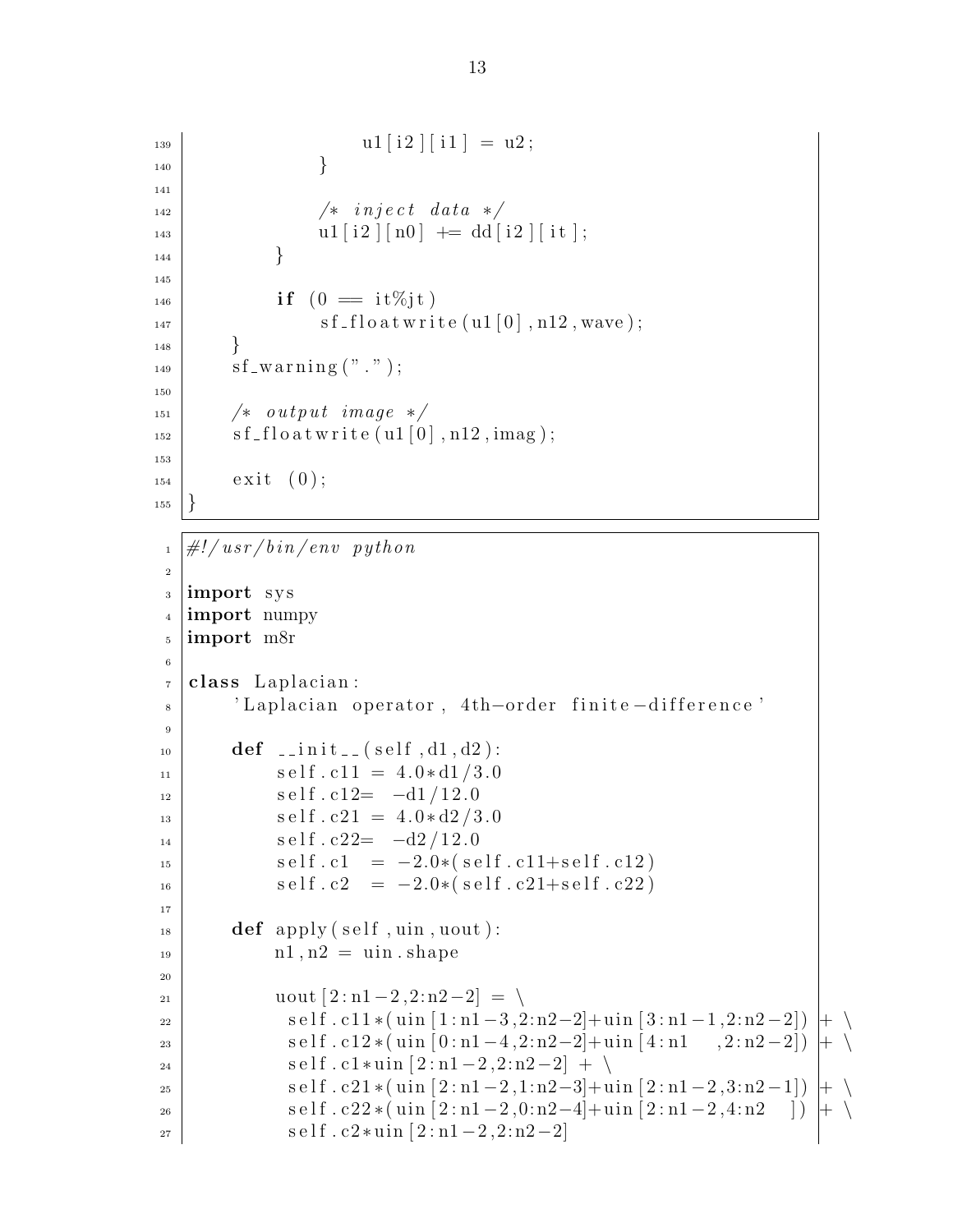```c
                u1[i2][i1] = u2;
            }

            /* inject data */
            u1[i2][n0] += dd[i2][it];
        }

        if (0 == it%jt)
            sf_floatwrite(u1[0],n12,wave);
    }
    sf_warning(".");

    /* output image */
    sf_floatwrite(u1[0],n12,imag);

    exit (0);
}
```

```python
#!/usr/bin/env python

import sys
import numpy
import m8r

class Laplacian:
    'Laplacian operator, 4th-order finite-difference'

    def __init__(self,d1,d2):
        self.c11 = 4.0*d1/3.0
        self.c12= -d1/12.0
        self.c21 = 4.0*d2/3.0
        self.c22= -d2/12.0
        self.c1  = -2.0*(self.c11+self.c12)
        self.c2  = -2.0*(self.c21+self.c22)

    def apply(self,uin,uout):
        n1,n2 = uin.shape

        uout[2:n1-2,2:n2-2] = \
          self.c11*(uin[1:n1-3,2:n2-2]+uin[3:n1-1,2:n2-2]) + \
          self.c12*(uin[0:n1-4,2:n2-2]+uin[4:n1  ,2:n2-2]) + \
          self.c1*uin[2:n1-2,2:n2-2] + \
          self.c21*(uin[2:n1-2,1:n2-3]+uin[2:n1-2,3:n2-1]) + \
          self.c22*(uin[2:n1-2,0:n2-4]+uin[2:n1-2,4:n2  ]) + \
          self.c2*uin[2:n1-2,2:n2-2]
```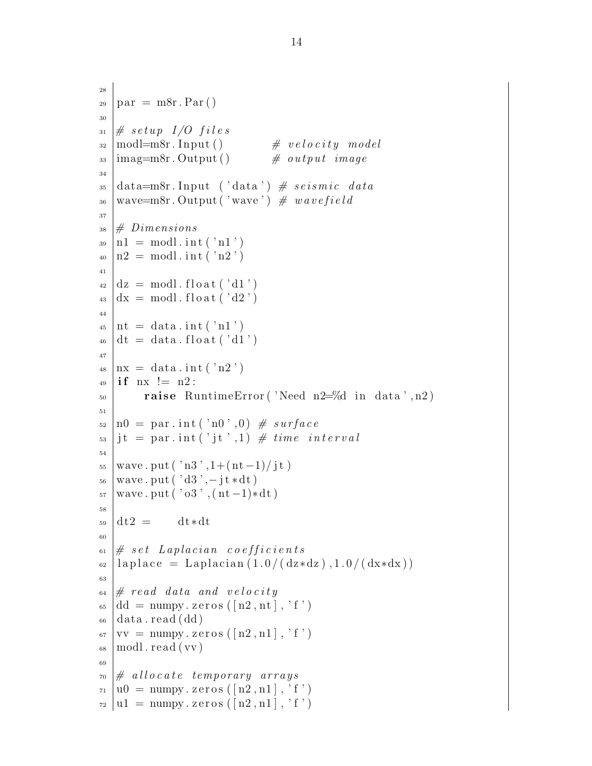```
par = m8r.Par()

# setup I/O files
modl=m8r.Input()          # velocity model
imag=m8r.Output()         # output image

data=m8r.Input ('data') # seismic data
wave=m8r.Output('wave') # wavefield

# Dimensions
n1 = modl.int('n1')
n2 = modl.int('n2')

dz = modl.float('d1')
dx = modl.float('d2')

nt = data.int('n1')
dt = data.float('d1')

nx = data.int('n2')
if nx != n2:
    raise RuntimeError('Need n2=%d in data',n2)

n0 = par.int('n0',0) # surface
jt = par.int('jt',1) # time interval

wave.put('n3',1+(nt-1)/jt)
wave.put('d3',-jt*dt)
wave.put('o3',(nt-1)*dt)

dt2 =     dt*dt

# set Laplacian coefficients
laplace = Laplacian(1.0/(dz*dz),1.0/(dx*dx))

# read data and velocity
dd = numpy.zeros([n2,nt],'f')
data.read(dd)
vv = numpy.zeros([n2,n1],'f')
modl.read(vv)

# allocate temporary arrays
u0 = numpy.zeros([n2,n1],'f')
u1 = numpy.zeros([n2,n1],'f')
```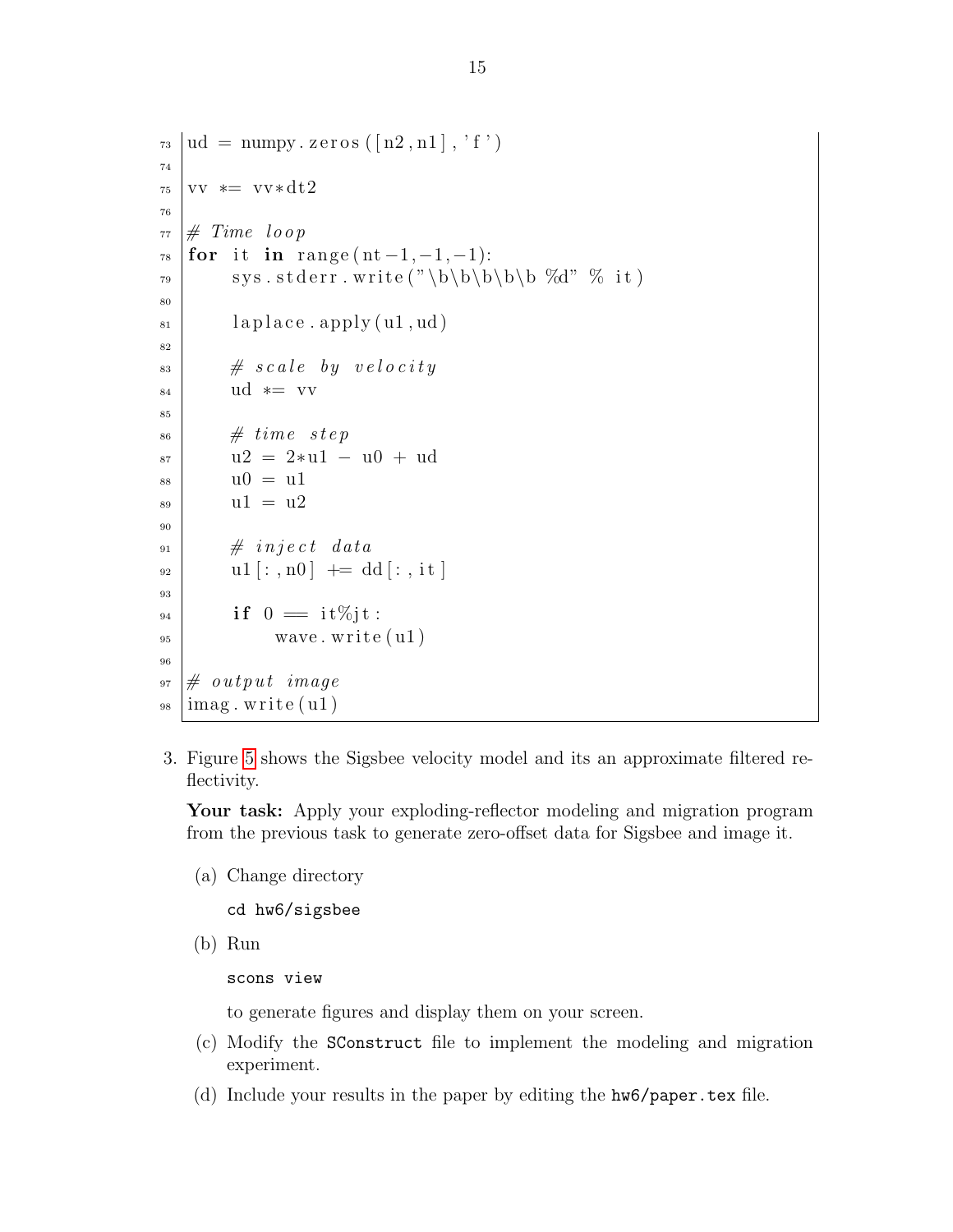```python
ud = numpy.zeros([n2,n1],'f')

vv *= vv*dt2

# Time loop
for it in range(nt-1,-1,-1):
    sys.stderr.write("\b\b\b\b\b %d" % it)

    laplace.apply(u1,ud)

    # scale by velocity
    ud *= vv

    # time step
    u2 = 2*u1 - u0 + ud
    u0 = u1
    u1 = u2

    # inject data
    u1[:,n0] += dd[:,it]

    if 0 == it%jt:
        wave.write(u1)

# output image
imag.write(u1)
```

3. Figure 5 shows the Sigsbee velocity model and its an approximate filtered reflectivity.

   **Your task:** Apply your exploding-reflector modeling and migration program from the previous task to generate zero-offset data for Sigsbee and image it.

   (a) Change directory

   `cd hw6/sigsbee`

   (b) Run

   `scons view`

   to generate figures and display them on your screen.

   (c) Modify the `SConstruct` file to implement the modeling and migration experiment.

   (d) Include your results in the paper by editing the `hw6/paper.tex` file.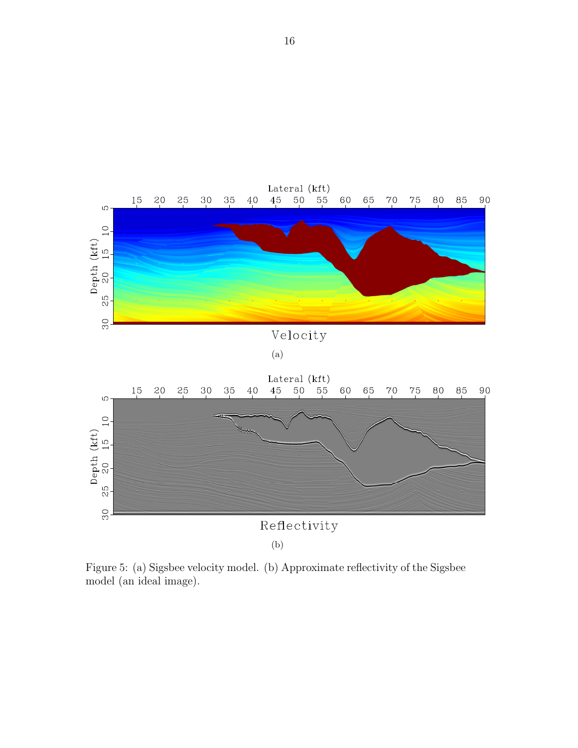(a)

(b)

Figure 5: (a) Sigsbee velocity model. (b) Approximate reflectivity of the Sigsbee model (an ideal image).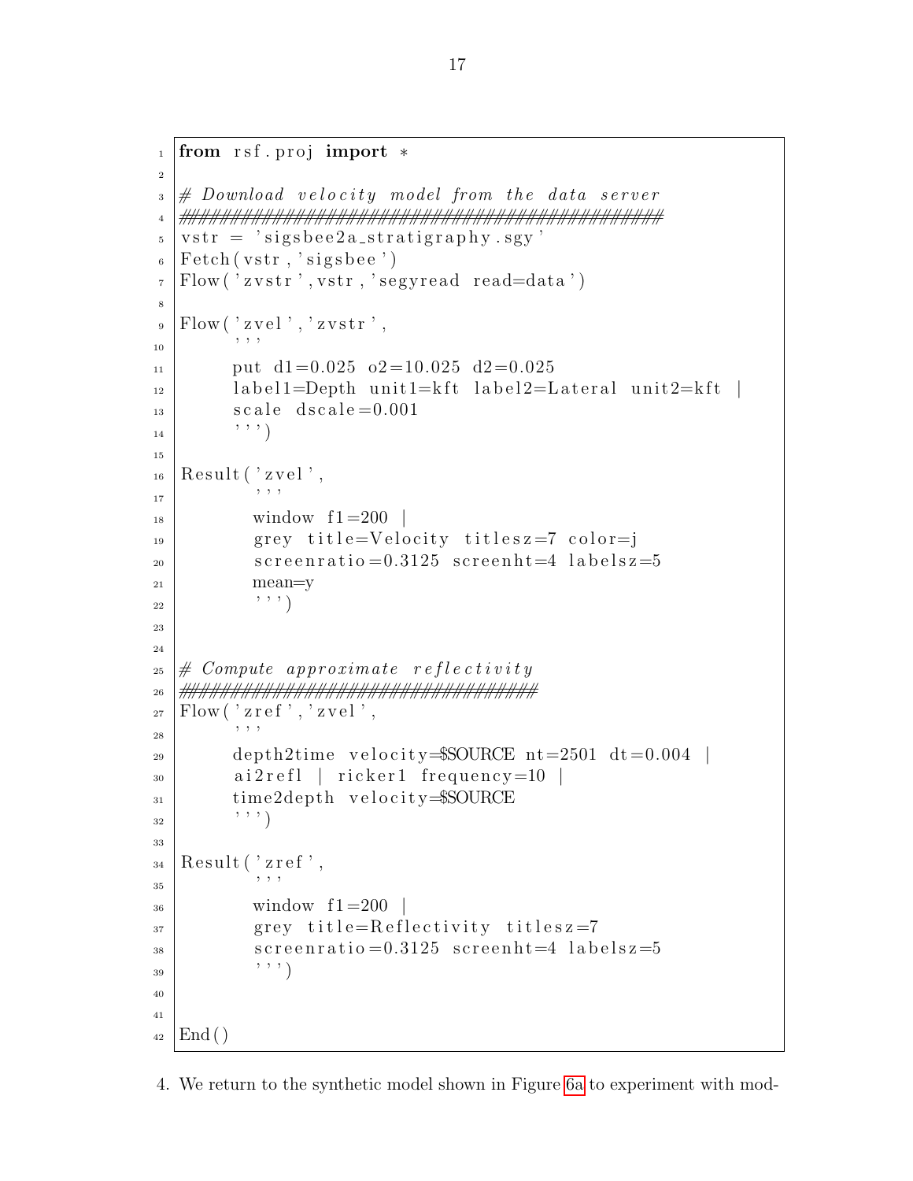```python
from rsf.proj import *

# Download velocity model from the data server
################################################
vstr = 'sigsbee2a_stratigraphy.sgy'
Fetch(vstr,'sigsbee')
Flow('zvstr',vstr,'segyread read=data')

Flow('zvel','zvstr',
     '''
     put d1=0.025 o2=10.025 d2=0.025
     label1=Depth unit1=kft label2=Lateral unit2=kft |
     scale dscale=0.001
     ''')

Result('zvel',
       '''
       window f1=200 |
       grey title=Velocity titlesz=7 color=j
       screenratio=0.3125 screenht=4 labelsz=5
       mean=y
       ''')


# Compute approximate reflectivity
##################################
Flow('zref','zvel',
     '''
     depth2time velocity=$SOURCE nt=2501 dt=0.004 |
     ai2refl | ricker1 frequency=10 |
     time2depth velocity=$SOURCE
     ''')

Result('zref',
       '''
       window f1=200 |
       grey title=Reflectivity titlesz=7
       screenratio=0.3125 screenht=4 labelsz=5
       ''')


End()
```

4. We return to the synthetic model shown in Figure 6a to experiment with mod-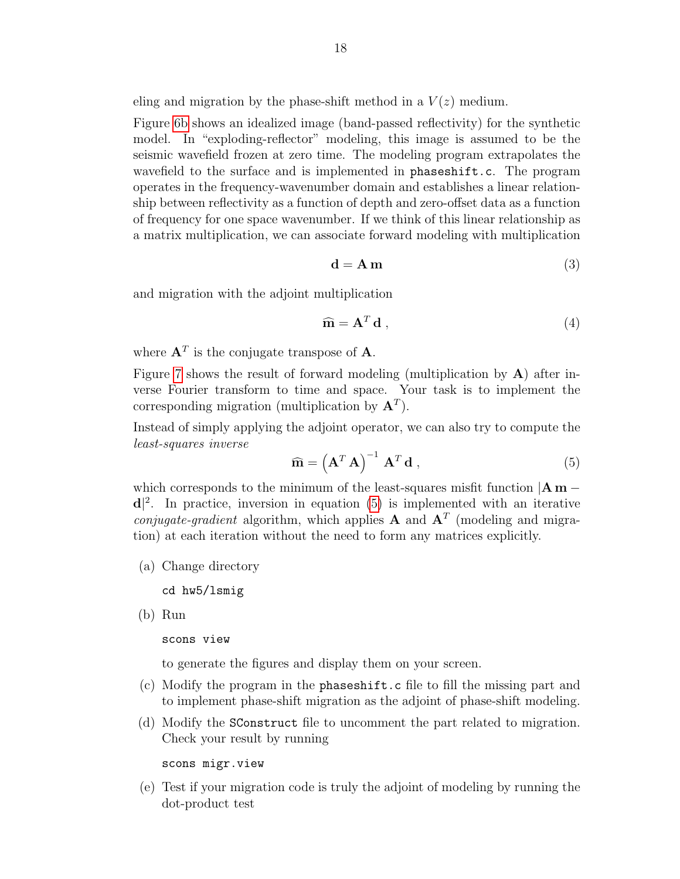eling and migration by the phase-shift method in a $V(z)$ medium.

Figure 6b shows an idealized image (band-passed reflectivity) for the synthetic model. In "exploding-reflector" modeling, this image is assumed to be the seismic wavefield frozen at zero time. The modeling program extrapolates the wavefield to the surface and is implemented in `phaseshift.c`. The program operates in the frequency-wavenumber domain and establishes a linear relationship between reflectivity as a function of depth and zero-offset data as a function of frequency for one space wavenumber. If we think of this linear relationship as a matrix multiplication, we can associate forward modeling with multiplication

$$\mathbf{d} = \mathbf{A}\,\mathbf{m} \tag{3}$$

and migration with the adjoint multiplication

$$\widehat{\mathbf{m}} = \mathbf{A}^T\,\mathbf{d}\;, \tag{4}$$

where $\mathbf{A}^T$ is the conjugate transpose of $\mathbf{A}$.

Figure 7 shows the result of forward modeling (multiplication by $\mathbf{A}$) after inverse Fourier transform to time and space. Your task is to implement the corresponding migration (multiplication by $\mathbf{A}^T$).

Instead of simply applying the adjoint operator, we can also try to compute the *least-squares inverse*

$$\widehat{\mathbf{m}} = \left(\mathbf{A}^T\,\mathbf{A}\right)^{-1}\,\mathbf{A}^T\,\mathbf{d}\;, \tag{5}$$

which corresponds to the minimum of the least-squares misfit function $|\mathbf{A}\,\mathbf{m} - \mathbf{d}|^2$. In practice, inversion in equation (5) is implemented with an iterative *conjugate-gradient* algorithm, which applies $\mathbf{A}$ and $\mathbf{A}^T$ (modeling and migration) at each iteration without the need to form any matrices explicitly.

(a) Change directory

```
cd hw5/lsmig
```

(b) Run

```
scons view
```

to generate the figures and display them on your screen.

(c) Modify the program in the `phaseshift.c` file to fill the missing part and to implement phase-shift migration as the adjoint of phase-shift modeling.

(d) Modify the `SConstruct` file to uncomment the part related to migration. Check your result by running

```
scons migr.view
```

(e) Test if your migration code is truly the adjoint of modeling by running the dot-product test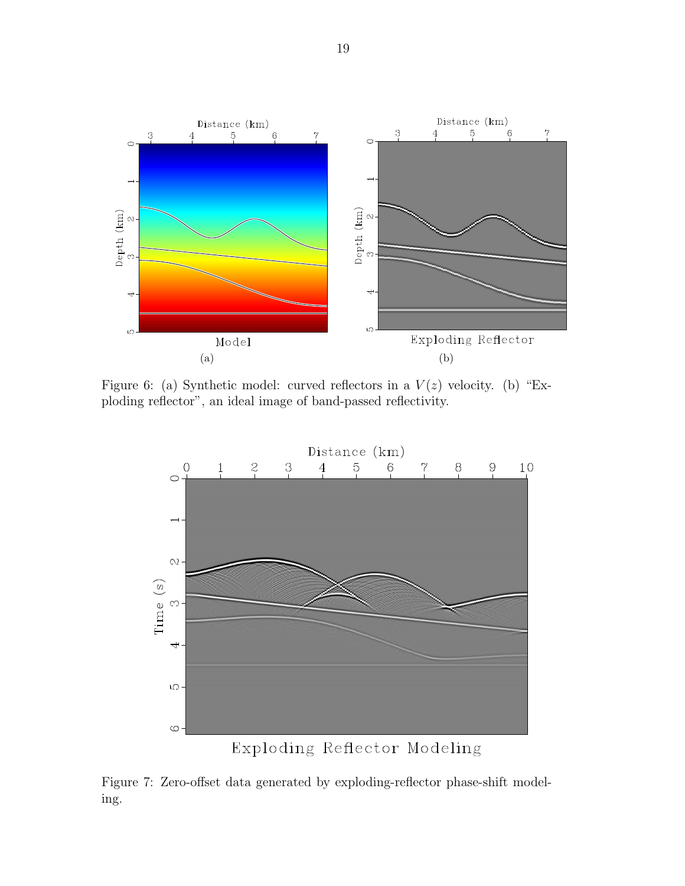Figure 6: (a) Synthetic model: curved reflectors in a $V(z)$ velocity. (b) "Exploding reflector", an ideal image of band-passed reflectivity.

Figure 7: Zero-offset data generated by exploding-reflector phase-shift modeling.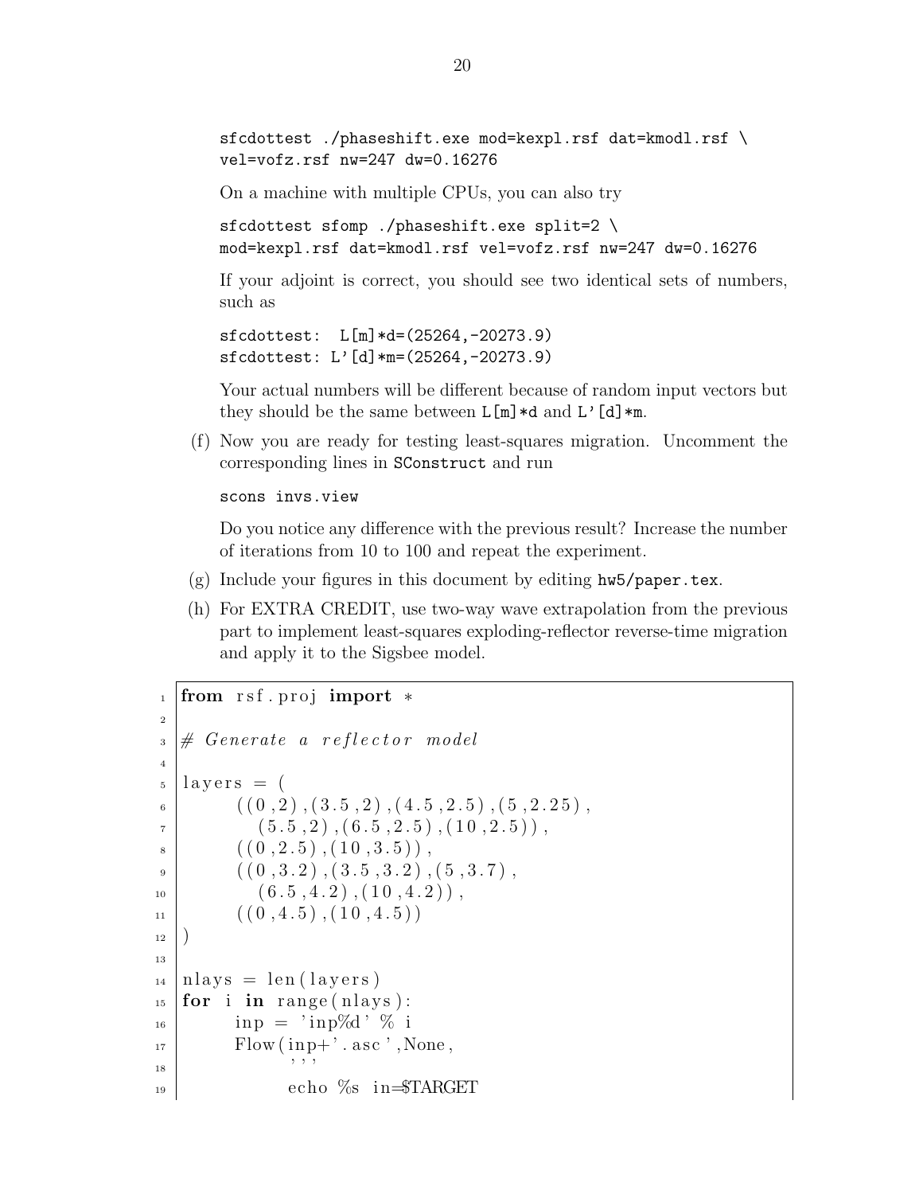```
sfcdottest ./phaseshift.exe mod=kexpl.rsf dat=kmodl.rsf \
vel=vofz.rsf nw=247 dw=0.16276
```

On a machine with multiple CPUs, you can also try

```
sfcdottest sfomp ./phaseshift.exe split=2 \
mod=kexpl.rsf dat=kmodl.rsf vel=vofz.rsf nw=247 dw=0.16276
```

If your adjoint is correct, you should see two identical sets of numbers, such as

```
sfcdottest:  L[m]*d=(25264,-20273.9)
sfcdottest: L'[d]*m=(25264,-20273.9)
```

Your actual numbers will be different because of random input vectors but they should be the same between `L[m]*d` and `L'[d]*m`.

(f) Now you are ready for testing least-squares migration. Uncomment the corresponding lines in `SConstruct` and run

```
scons invs.view
```

Do you notice any difference with the previous result? Increase the number of iterations from 10 to 100 and repeat the experiment.

(g) Include your figures in this document by editing `hw5/paper.tex`.

(h) For EXTRA CREDIT, use two-way wave extrapolation from the previous part to implement least-squares exploding-reflector reverse-time migration and apply it to the Sigsbee model.

```python
from rsf.proj import *

# Generate a reflector model

layers = (
    ((0,2),(3.5,2),(4.5,2.5),(5,2.25),
      (5.5,2),(6.5,2.5),(10,2.5)),
    ((0,2.5),(10,3.5)),
    ((0,3.2),(3.5,3.2),(5,3.7),
      (6.5,4.2),(10,4.2)),
    ((0,4.5),(10,4.5))
)

nlays = len(layers)
for i in range(nlays):
    inp = 'inp%d' % i
    Flow(inp+'.asc',None,
         '''
         echo %s in=$TARGET
```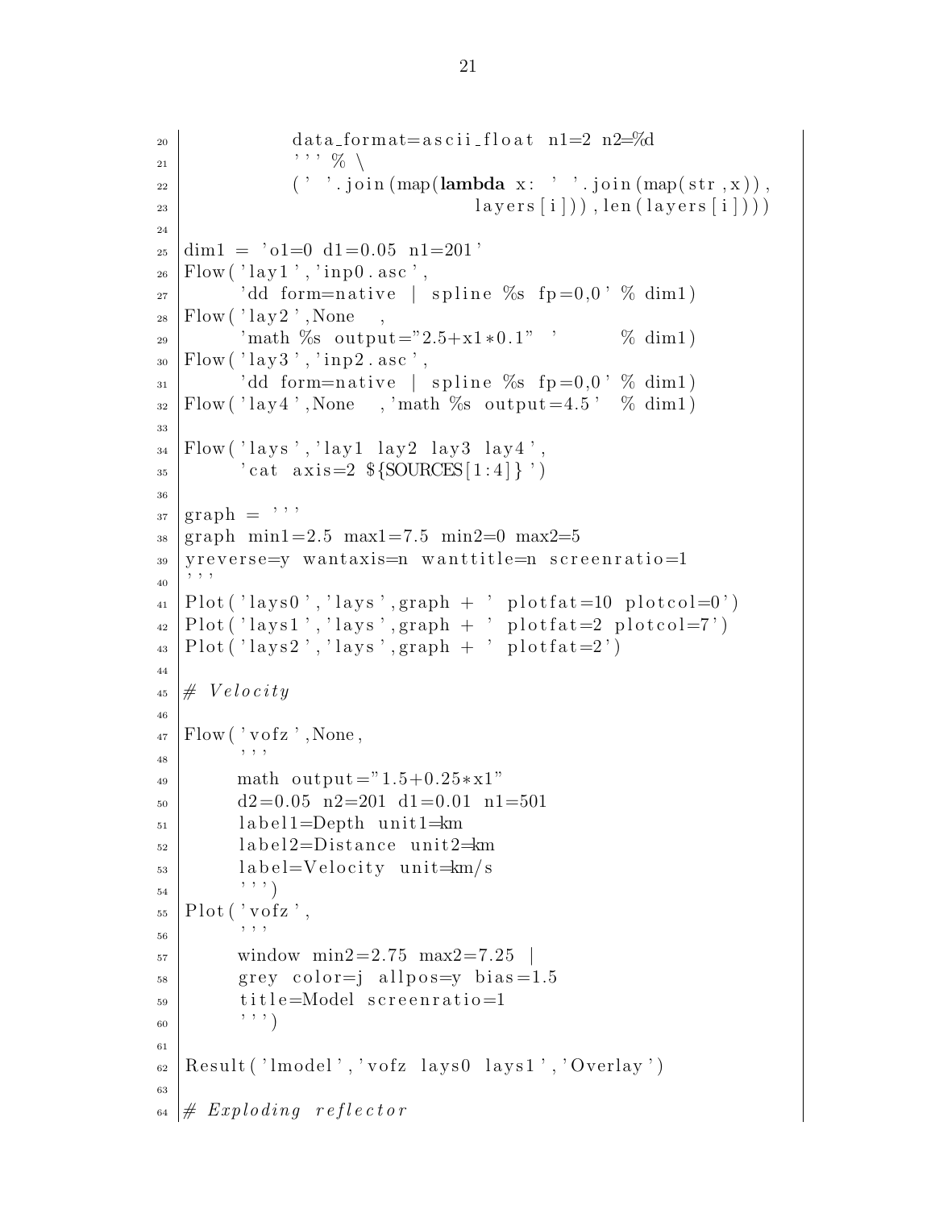```
            data_format=ascii_float n1=2 n2=%d
            ''' % \
            (' '.join(map(lambda x: ' '.join(map(str,x)),
                          layers[i])),len(layers[i])))

dim1 = 'o1=0 d1=0.05 n1=201'
Flow('lay1','inp0.asc',
     'dd form=native | spline %s fp=0,0' % dim1)
Flow('lay2',None   ,
     'math %s output="2.5+x1*0.1" '      % dim1)
Flow('lay3','inp2.asc',
     'dd form=native | spline %s fp=0,0' % dim1)
Flow('lay4',None   ,'math %s output=4.5'  % dim1)

Flow('lays','lay1 lay2 lay3 lay4',
     'cat axis=2 ${SOURCES[1:4]}')

graph = '''
graph min1=2.5 max1=7.5 min2=0 max2=5
yreverse=y wantaxis=n wanttitle=n screenratio=1
'''
Plot('lays0','lays',graph + ' plotfat=10 plotcol=0')
Plot('lays1','lays',graph + ' plotfat=2 plotcol=7')
Plot('lays2','lays',graph + ' plotfat=2')

# Velocity

Flow('vofz',None,
     '''
     math output="1.5+0.25*x1"
     d2=0.05 n2=201 d1=0.01 n1=501
     label1=Depth unit1=km
     label2=Distance unit2=km
     label=Velocity unit=km/s
     ''')
Plot('vofz',
     '''
     window min2=2.75 max2=7.25 |
     grey color=j allpos=y bias=1.5
     title=Model screenratio=1
     ''')

Result('lmodel','vofz lays0 lays1','Overlay')

# Exploding reflector
```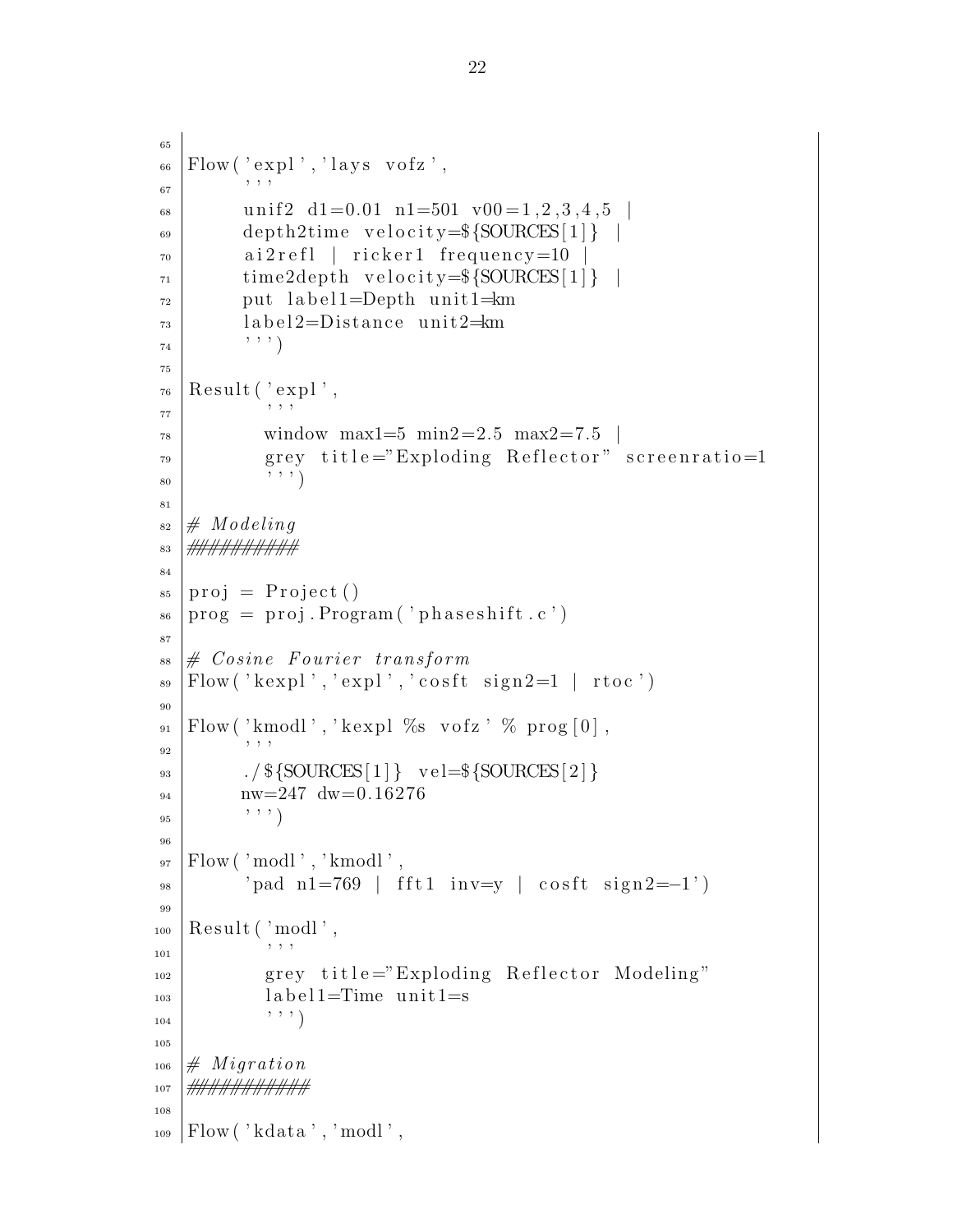```
Flow('expl','lays vofz',
     '''
     unif2 d1=0.01 n1=501 v00=1,2,3,4,5 |
     depth2time velocity=${SOURCES[1]} |
     ai2refl | ricker1 frequency=10 |
     time2depth velocity=${SOURCES[1]} |
     put label1=Depth unit1=km
     label2=Distance unit2=km
     ''')

Result('expl',
       '''
       window max1=5 min2=2.5 max2=7.5 |
       grey title="Exploding Reflector" screenratio=1
       ''')

# Modeling
##########

proj = Project()
prog = proj.Program('phaseshift.c')

# Cosine Fourier transform
Flow('kexpl','expl','cosft sign2=1 | rtoc')

Flow('kmodl','kexpl %s vofz' % prog[0],
     '''
     ./${SOURCES[1]} vel=${SOURCES[2]}
     nw=247 dw=0.16276
     ''')

Flow('modl','kmodl',
     'pad n1=769 | fft1 inv=y | cosft sign2=-1')

Result('modl',
       '''
       grey title="Exploding Reflector Modeling"
       label1=Time unit1=s
       ''')

# Migration
###########

Flow('kdata','modl',
```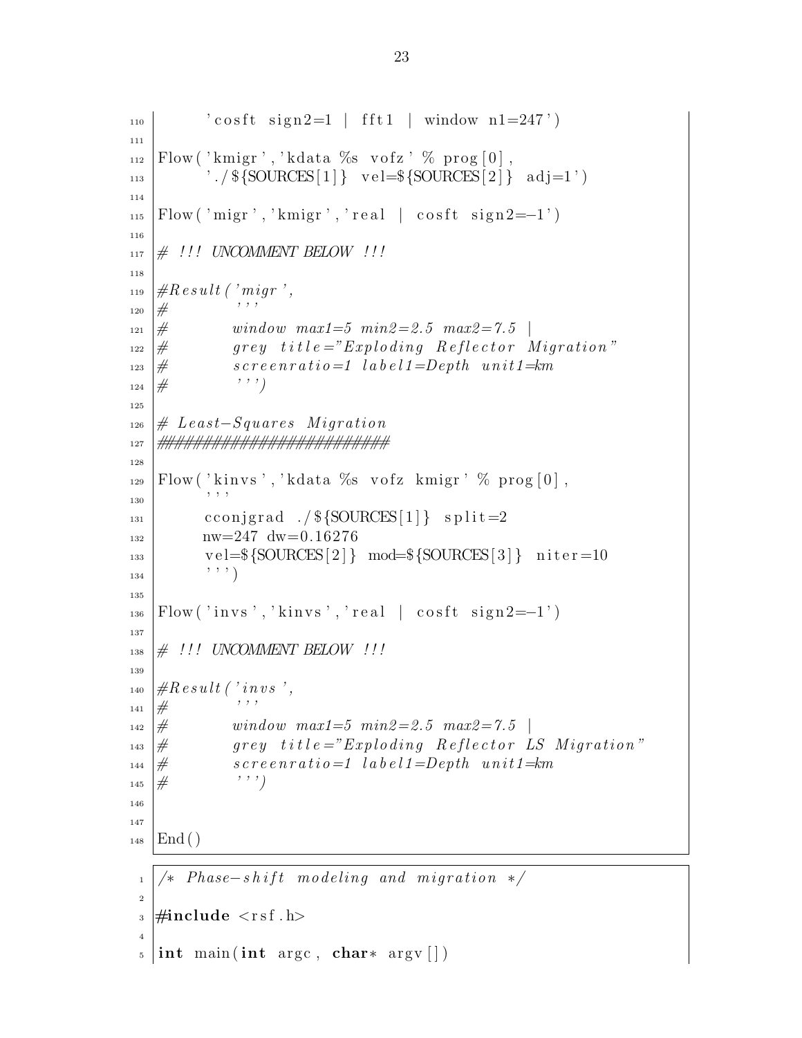```
        'cosft sign2=1 | fft1 | window n1=247')

Flow('kmigr','kdata %s vofz' % prog[0],
     './${SOURCES[1]} vel=${SOURCES[2]} adj=1')

Flow('migr','kmigr','real | cosft sign2=-1')

# !!! UNCOMMENT BELOW !!!

#Result('migr',
#        '''
#        window max1=5 min2=2.5 max2=7.5 |
#        grey title="Exploding Reflector Migration"
#        screenratio=1 label1=Depth unit1=km
#        ''')

# Least-Squares Migration
#########################

Flow('kinvs','kdata %s vofz kmigr' % prog[0],
     '''
     cconjgrad ./${SOURCES[1]} split=2
     nw=247 dw=0.16276
     vel=${SOURCES[2]} mod=${SOURCES[3]} niter=10
     ''')

Flow('invs','kinvs','real | cosft sign2=-1')

# !!! UNCOMMENT BELOW !!!

#Result('invs',
#        '''
#        window max1=5 min2=2.5 max2=7.5 |
#        grey title="Exploding Reflector LS Migration"
#        screenratio=1 label1=Depth unit1=km
#        ''')


End()
```

```c
/* Phase-shift modeling and migration */

#include <rsf.h>

int main(int argc, char* argv[])
```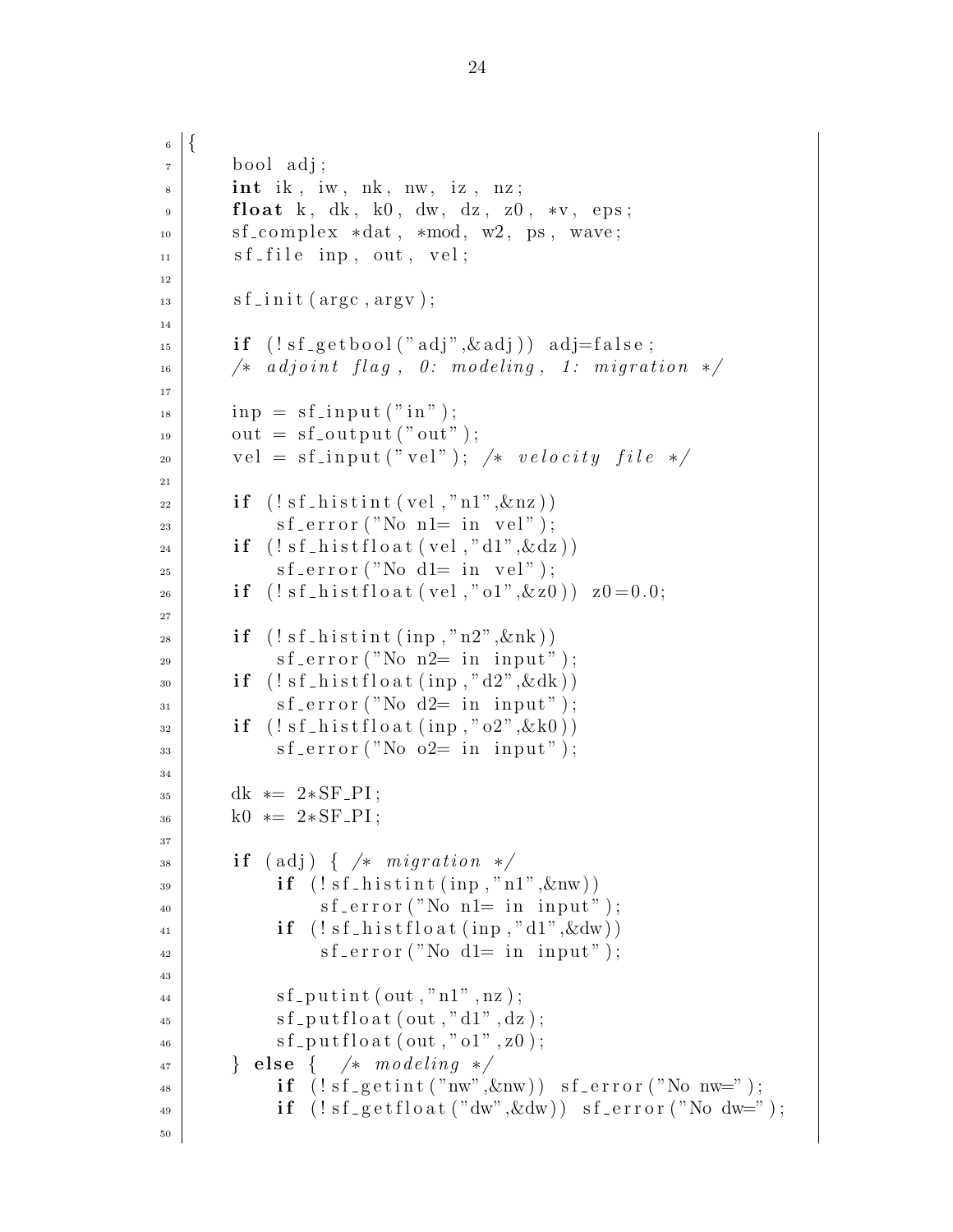```c
{
    bool adj;
    int ik, iw, nk, nw, iz, nz;
    float k, dk, k0, dw, dz, z0, *v, eps;
    sf_complex *dat, *mod, w2, ps, wave;
    sf_file inp, out, vel;

    sf_init(argc,argv);

    if (!sf_getbool("adj",&adj)) adj=false;
    /* adjoint flag, 0: modeling, 1: migration */

    inp = sf_input("in");
    out = sf_output("out");
    vel = sf_input("vel"); /* velocity file */

    if (!sf_histint(vel,"n1",&nz))
        sf_error("No n1= in vel");
    if (!sf_histfloat(vel,"d1",&dz))
        sf_error("No d1= in vel");
    if (!sf_histfloat(vel,"o1",&z0)) z0=0.0;

    if (!sf_histint(inp,"n2",&nk))
        sf_error("No n2= in input");
    if (!sf_histfloat(inp,"d2",&dk))
        sf_error("No d2= in input");
    if (!sf_histfloat(inp,"o2",&k0))
        sf_error("No o2= in input");

    dk *= 2*SF_PI;
    k0 *= 2*SF_PI;

    if (adj) { /* migration */
        if (!sf_histint(inp,"n1",&nw))
            sf_error("No n1= in input");
        if (!sf_histfloat(inp,"d1",&dw))
            sf_error("No d1= in input");

        sf_putint(out,"n1",nz);
        sf_putfloat(out,"d1",dz);
        sf_putfloat(out,"o1",z0);
    } else {  /* modeling */
        if (!sf_getint("nw",&nw)) sf_error("No nw=");
        if (!sf_getfloat("dw",&dw)) sf_error("No dw=");

```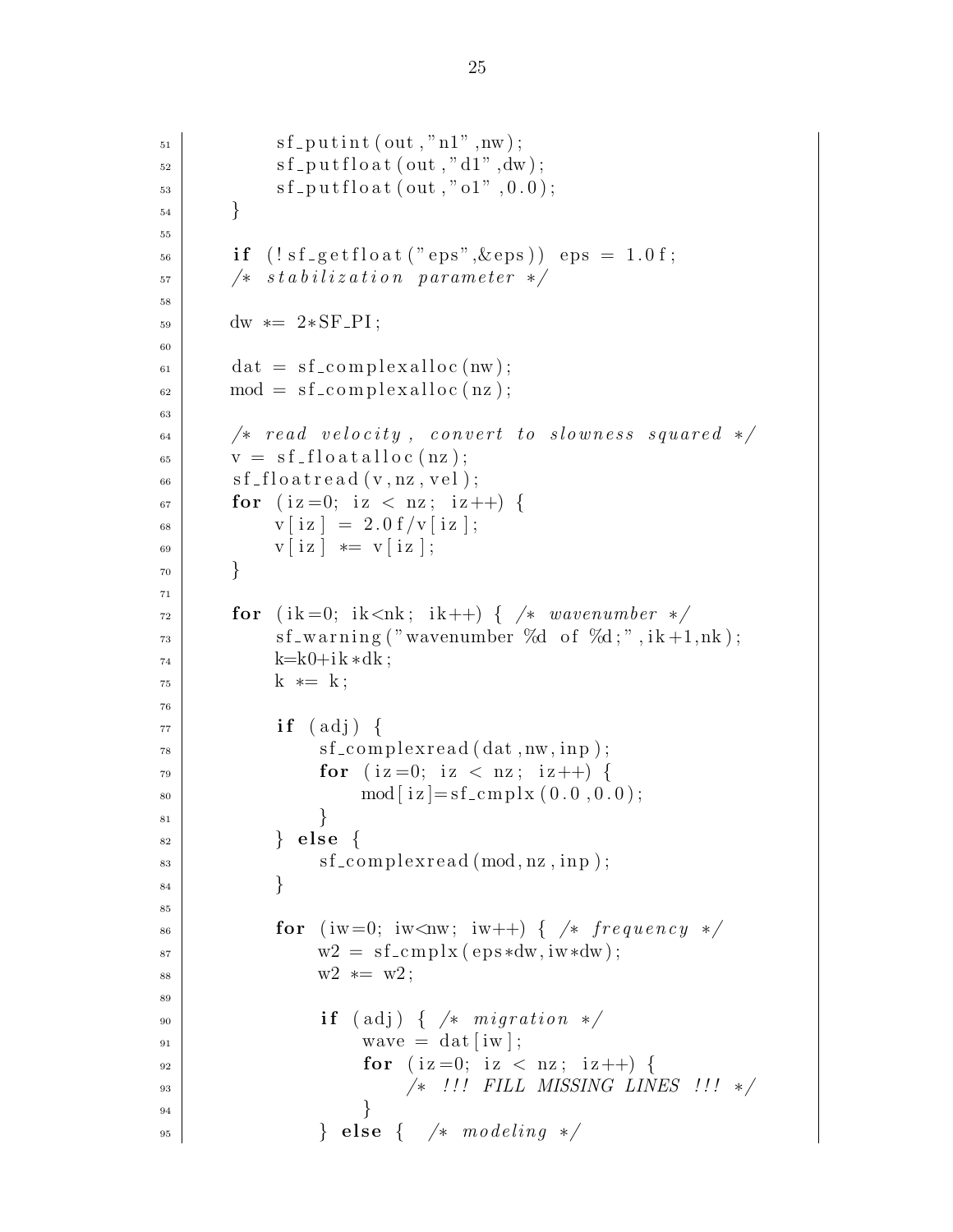```c
        sf_putint(out,"n1",nw);
        sf_putfloat(out,"d1",dw);
        sf_putfloat(out,"o1",0.0);
    }

    if (!sf_getfloat("eps",&eps)) eps = 1.0f;
    /* stabilization parameter */

    dw *= 2*SF_PI;

    dat = sf_complexalloc(nw);
    mod = sf_complexalloc(nz);

    /* read velocity, convert to slowness squared */
    v = sf_floatalloc(nz);
    sf_floatread(v,nz,vel);
    for (iz=0; iz < nz; iz++) {
        v[iz] = 2.0f/v[iz];
        v[iz] *= v[iz];
    }

    for (ik=0; ik<nk; ik++) { /* wavenumber */
        sf_warning("wavenumber %d of %d;",ik+1,nk);
        k=k0+ik*dk;
        k *= k;

        if (adj) {
            sf_complexread(dat,nw,inp);
            for (iz=0; iz < nz; iz++) {
                mod[iz]=sf_cmplx(0.0,0.0);
            }
        } else {
            sf_complexread(mod,nz,inp);
        }

        for (iw=0; iw<nw; iw++) { /* frequency */
            w2 = sf_cmplx(eps*dw,iw*dw);
            w2 *= w2;

            if (adj) { /* migration */
                wave = dat[iw];
                for (iz=0; iz < nz; iz++) {
                    /* !!! FILL MISSING LINES !!! */
                }
            } else {  /* modeling */
```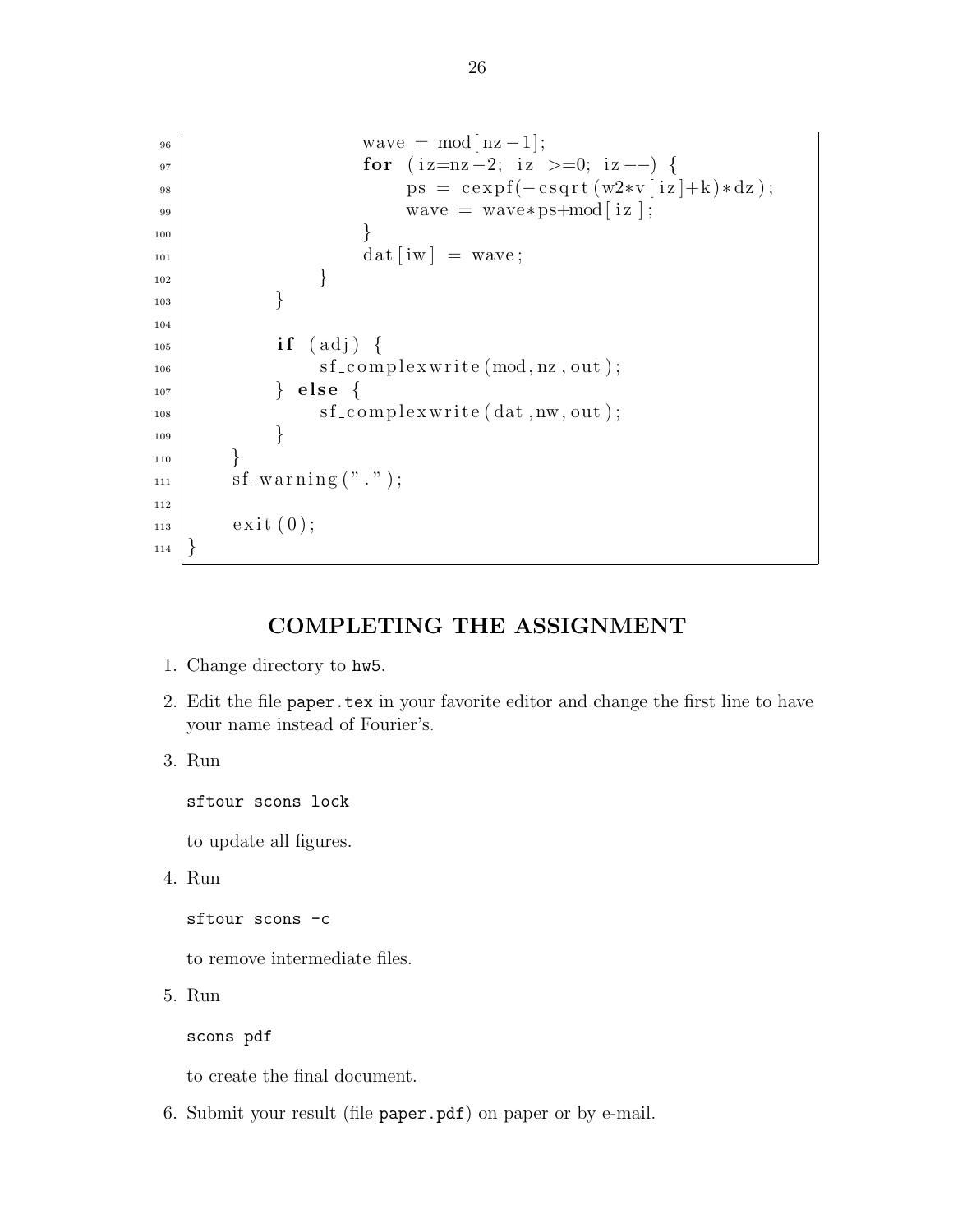```
                    wave = mod[nz-1];
                    for (iz=nz-2; iz >=0; iz--) {
                        ps = cexpf(-csqrt(w2*v[iz]+k)*dz);
                        wave = wave*ps+mod[iz];
                    }
                    dat[iw] = wave;
                }
            }

            if (adj) {
                sf_complexwrite(mod,nz,out);
            } else {
                sf_complexwrite(dat,nw,out);
            }
        }
        sf_warning(".");

        exit(0);
}
```

## COMPLETING THE ASSIGNMENT

1. Change directory to `hw5`.
2. Edit the file `paper.tex` in your favorite editor and change the first line to have your name instead of Fourier's.
3. Run

   `sftour scons lock`

   to update all figures.
4. Run

   `sftour scons -c`

   to remove intermediate files.
5. Run

   `scons pdf`

   to create the final document.
6. Submit your result (file `paper.pdf`) on paper or by e-mail.